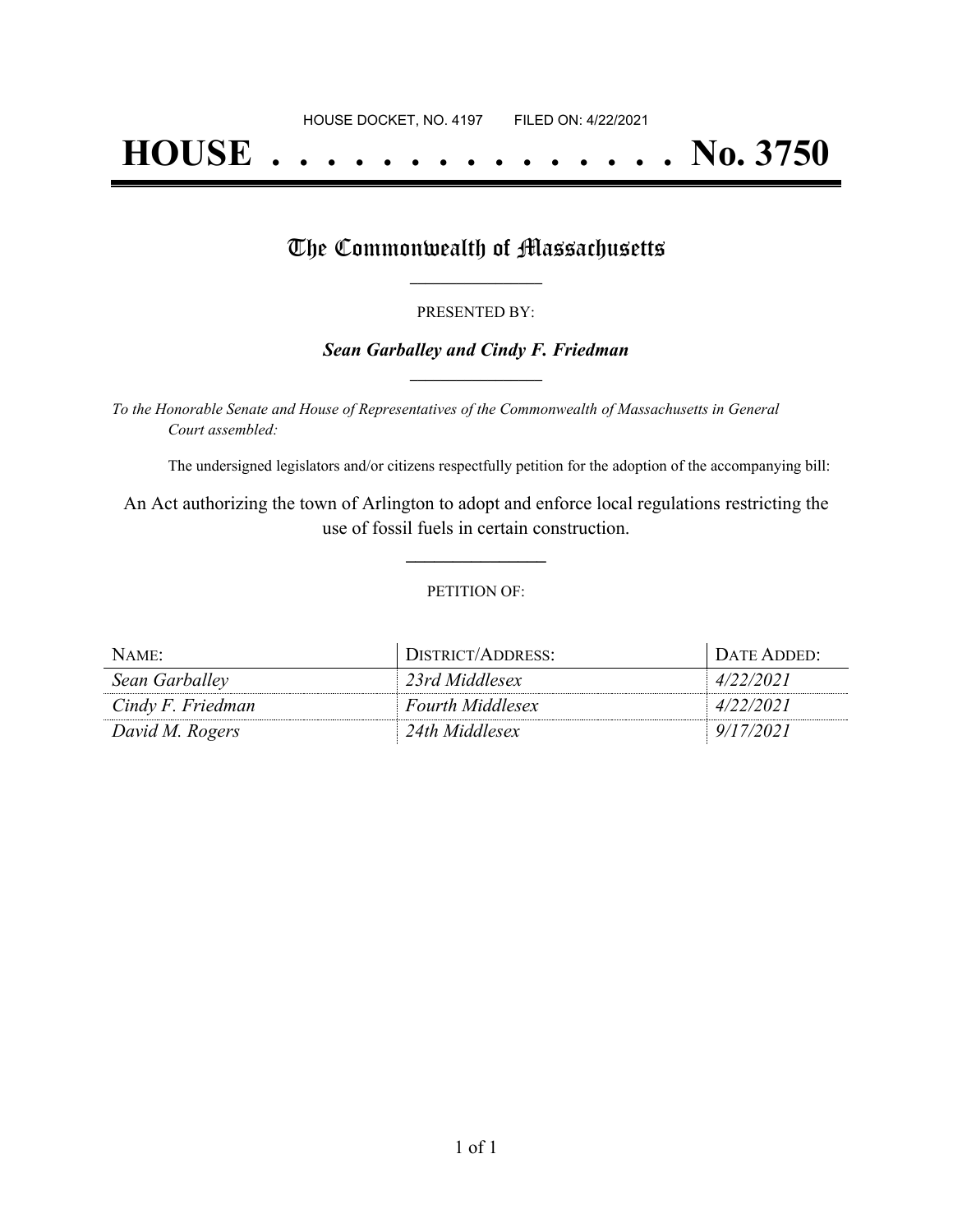HOUSE DOCKET, NO. 4197 FILED ON: 4/22/2021

# HOUSE . . . . . . . . . . . . . . . No. 3750

## The Commonwealth of Massachusetts

PRESENTED BY:

***Sean Garballey and Cindy F. Friedman***

*To the Honorable Senate and House of Representatives of the Commonwealth of Massachusetts in General Court assembled:*

The undersigned legislators and/or citizens respectfully petition for the adoption of the accompanying bill:

An Act authorizing the town of Arlington to adopt and enforce local regulations restricting the use of fossil fuels in certain construction.

PETITION OF:

| NAME: | DISTRICT/ADDRESS: | DATE ADDED: |
| --- | --- | --- |
| *Sean Garballey* | *23rd Middlesex* | *4/22/2021* |
| *Cindy F. Friedman* | *Fourth Middlesex* | *4/22/2021* |
| *David M. Rogers* | *24th Middlesex* | *9/17/2021* |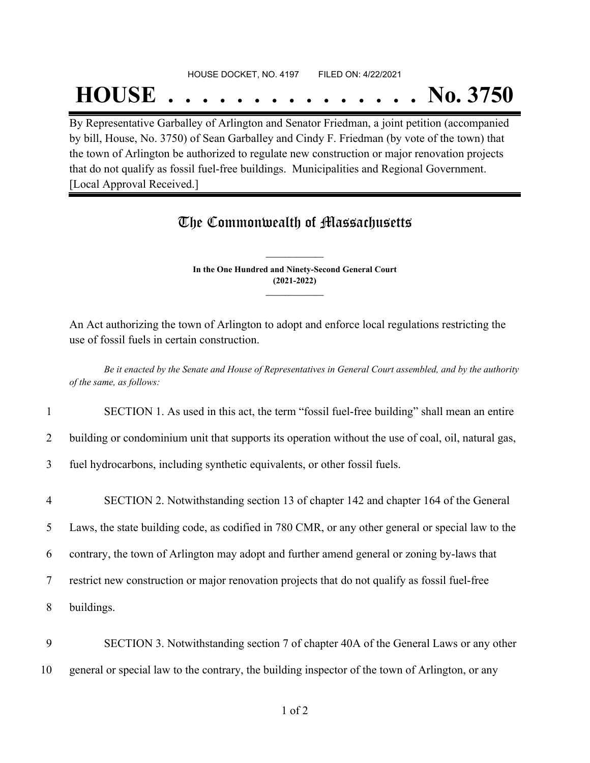HOUSE DOCKET, NO. 4197 FILED ON: 4/22/2021

# HOUSE . . . . . . . . . . . . . . . No. 3750

By Representative Garballey of Arlington and Senator Friedman, a joint petition (accompanied by bill, House, No. 3750) of Sean Garballey and Cindy F. Friedman (by vote of the town) that the town of Arlington be authorized to regulate new construction or major renovation projects that do not qualify as fossil fuel-free buildings. Municipalities and Regional Government. [Local Approval Received.]

## The Commonwealth of Massachusetts

**In the One Hundred and Ninety-Second General Court**
**(2021-2022)**

An Act authorizing the town of Arlington to adopt and enforce local regulations restricting the use of fossil fuels in certain construction.

*Be it enacted by the Senate and House of Representatives in General Court assembled, and by the authority of the same, as follows:*

1 SECTION 1. As used in this act, the term "fossil fuel-free building" shall mean an entire
2 building or condominium unit that supports its operation without the use of coal, oil, natural gas,
3 fuel hydrocarbons, including synthetic equivalents, or other fossil fuels.

4 SECTION 2. Notwithstanding section 13 of chapter 142 and chapter 164 of the General
5 Laws, the state building code, as codified in 780 CMR, or any other general or special law to the
6 contrary, the town of Arlington may adopt and further amend general or zoning by-laws that
7 restrict new construction or major renovation projects that do not qualify as fossil fuel-free
8 buildings.

9 SECTION 3. Notwithstanding section 7 of chapter 40A of the General Laws or any other
10 general or special law to the contrary, the building inspector of the town of Arlington, or any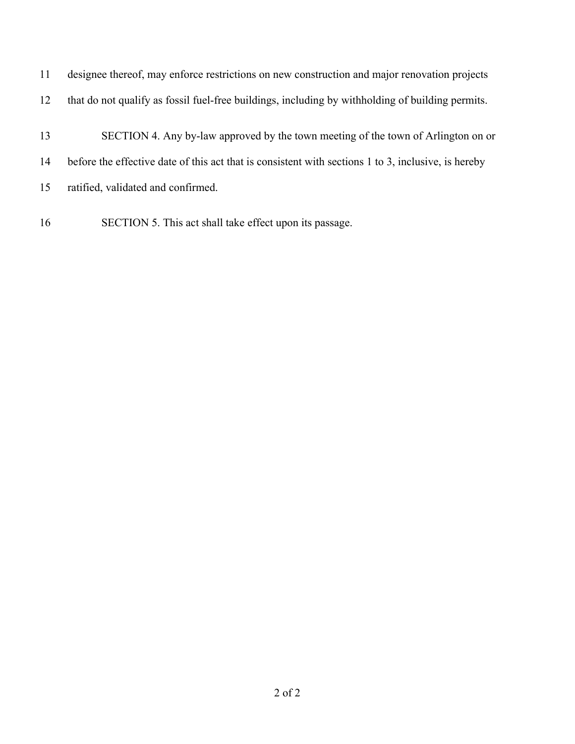designee thereof, may enforce restrictions on new construction and major renovation projects that do not qualify as fossil fuel-free buildings, including by withholding of building permits.

SECTION 4. Any by-law approved by the town meeting of the town of Arlington on or before the effective date of this act that is consistent with sections 1 to 3, inclusive, is hereby ratified, validated and confirmed.

SECTION 5. This act shall take effect upon its passage.